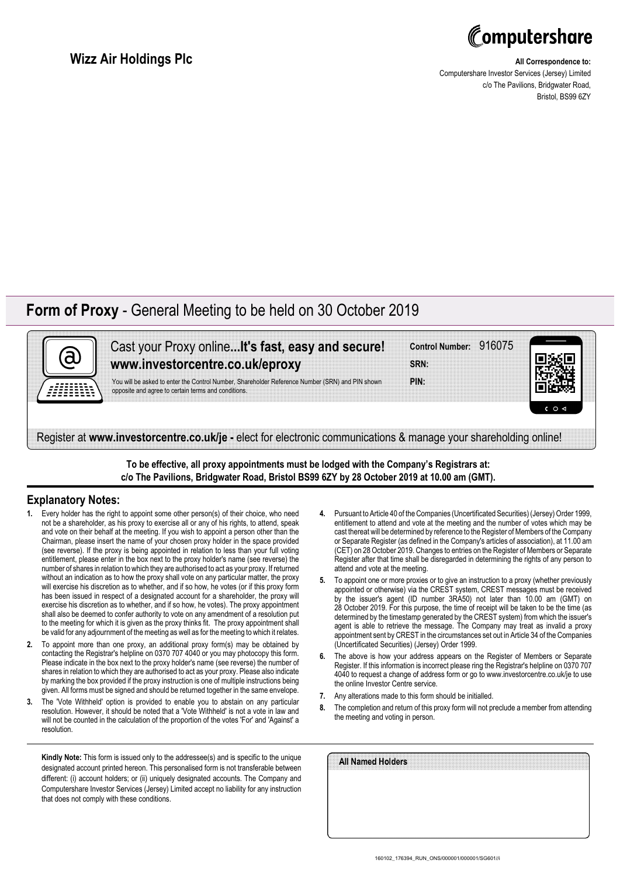# Wizz Air Holdings Plc

**All Correspondence to:**
Computershare Investor Services (Jersey) Limited
c/o The Pavilions, Bridgwater Road,
Bristol, BS99 6ZY

## Form of Proxy - General Meeting to be held on 30 October 2019

Cast your Proxy online**...It's fast, easy and secure!**
**www.investorcentre.co.uk/eproxy**

You will be asked to enter the Control Number, Shareholder Reference Number (SRN) and PIN shown opposite and agree to certain terms and conditions.

**Control Number:** 916075
**SRN:**
**PIN:**

Register at **www.investorcentre.co.uk/je -** elect for electronic communications & manage your shareholding online!

**To be effective, all proxy appointments must be lodged with the Company's Registrars at: c/o The Pavilions, Bridgwater Road, Bristol BS99 6ZY by 28 October 2019 at 10.00 am (GMT).**

### Explanatory Notes:

1. Every holder has the right to appoint some other person(s) of their choice, who need not be a shareholder, as his proxy to exercise all or any of his rights, to attend, speak and vote on their behalf at the meeting. If you wish to appoint a person other than the Chairman, please insert the name of your chosen proxy holder in the space provided (see reverse). If the proxy is being appointed in relation to less than your full voting entitlement, please enter in the box next to the proxy holder's name (see reverse) the number of shares in relation to which they are authorised to act as your proxy. If returned without an indication as to how the proxy shall vote on any particular matter, the proxy will exercise his discretion as to whether, and if so how, he votes (or if this proxy form has been issued in respect of a designated account for a shareholder, the proxy will exercise his discretion as to whether, and if so how, he votes). The proxy appointment shall also be deemed to confer authority to vote on any amendment of a resolution put to the meeting for which it is given as the proxy thinks fit. The proxy appointment shall be valid for any adjournment of the meeting as well as for the meeting to which it relates.
2. To appoint more than one proxy, an additional proxy form(s) may be obtained by contacting the Registrar's helpline on 0370 707 4040 or you may photocopy this form. Please indicate in the box next to the proxy holder's name (see reverse) the number of shares in relation to which they are authorised to act as your proxy. Please also indicate by marking the box provided if the proxy instruction is one of multiple instructions being given. All forms must be signed and should be returned together in the same envelope.
3. The 'Vote Withheld' option is provided to enable you to abstain on any particular resolution. However, it should be noted that a 'Vote Withheld' is not a vote in law and will not be counted in the calculation of the proportion of the votes 'For' and 'Against' a resolution.
4. Pursuant to Article 40 of the Companies (Uncertificated Securities) (Jersey) Order 1999, entitlement to attend and vote at the meeting and the number of votes which may be cast thereat will be determined by reference to the Register of Members of the Company or Separate Register (as defined in the Company's articles of association), at 11.00 am (CET) on 28 October 2019. Changes to entries on the Register of Members or Separate Register after that time shall be disregarded in determining the rights of any person to attend and vote at the meeting.
5. To appoint one or more proxies or to give an instruction to a proxy (whether previously appointed or otherwise) via the CREST system, CREST messages must be received by the issuer's agent (ID number 3RA50) not later than 10.00 am (GMT) on 28 October 2019. For this purpose, the time of receipt will be taken to be the time (as determined by the timestamp generated by the CREST system) from which the issuer's agent is able to retrieve the message. The Company may treat as invalid a proxy appointment sent by CREST in the circumstances set out in Article 34 of the Companies (Uncertificated Securities) (Jersey) Order 1999.
6. The above is how your address appears on the Register of Members or Separate Register. If this information is incorrect please ring the Registrar's helpline on 0370 707 4040 to request a change of address form or go to www.investorcentre.co.uk/je to use the online Investor Centre service.
7. Any alterations made to this form should be initialled.
8. The completion and return of this proxy form will not preclude a member from attending the meeting and voting in person.

**Kindly Note:** This form is issued only to the addressee(s) and is specific to the unique designated account printed hereon. This personalised form is not transferable between different: (i) account holders; or (ii) uniquely designated accounts. The Company and Computershare Investor Services (Jersey) Limited accept no liability for any instruction that does not comply with these conditions.

**All Named Holders**

160102_176394_RUN_ONS/000001/000001/SG601//i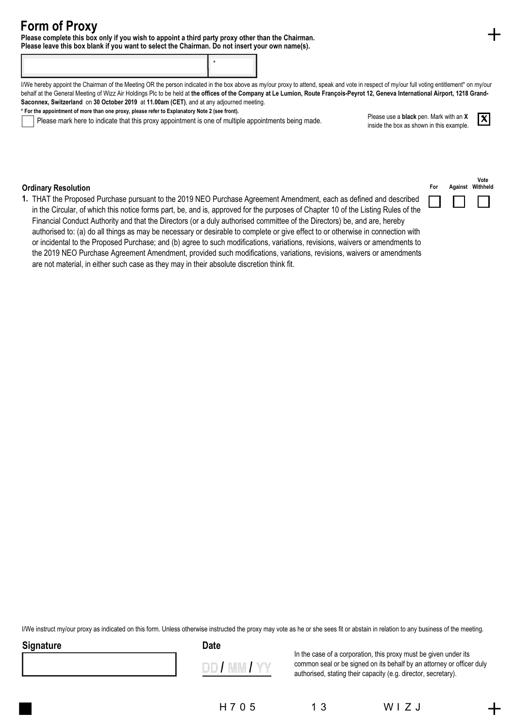# Form of Proxy

**Please complete this box only if you wish to appoint a third party proxy other than the Chairman.**
**Please leave this box blank if you want to select the Chairman. Do not insert your own name(s).**

| | * |
|---|---|
| | |

I/We hereby appoint the Chairman of the Meeting OR the person indicated in the box above as my/our proxy to attend, speak and vote in respect of my/our full voting entitlement* on my/our behalf at the General Meeting of Wizz Air Holdings Plc to be held at **the offices of the Company at Le Lumion, Route François-Peyrot 12, Geneva International Airport, 1218 Grand-Saconnex, Switzerland** on **30 October 2019** at **11.00am (CET)**, and at any adjourned meeting.

**\* For the appointment of more than one proxy, please refer to Explanatory Note 2 (see front).**

☐ Please mark here to indicate that this proxy appointment is one of multiple appointments being made.

Please use a **black** pen. Mark with an **X** inside the box as shown in this example. ☒

| **Ordinary Resolution** | **For** | **Against** | **Vote Withheld** |
|---|---|---|---|
| **1.** THAT the Proposed Purchase pursuant to the 2019 NEO Purchase Agreement Amendment, each as defined and described in the Circular, of which this notice forms part, be, and is, approved for the purposes of Chapter 10 of the Listing Rules of the Financial Conduct Authority and that the Directors (or a duly authorised committee of the Directors) be, and are, hereby authorised to: (a) do all things as may be necessary or desirable to complete or give effect to or otherwise in connection with or incidental to the Proposed Purchase; and (b) agree to such modifications, variations, revisions, waivers or amendments to the 2019 NEO Purchase Agreement Amendment, provided such modifications, variations, revisions, waivers or amendments are not material, in either such case as they may in their absolute discretion think fit. | ☐ | ☐ | ☐ |

I/We instruct my/our proxy as indicated on this form. Unless otherwise instructed the proxy may vote as he or she sees fit or abstain in relation to any business of the meeting.

**Signature**

**Date**

DD / MM / YY

In the case of a corporation, this proxy must be given under its common seal or be signed on its behalf by an attorney or officer duly authorised, stating their capacity (e.g. director, secretary).

H705 13 WIZJ